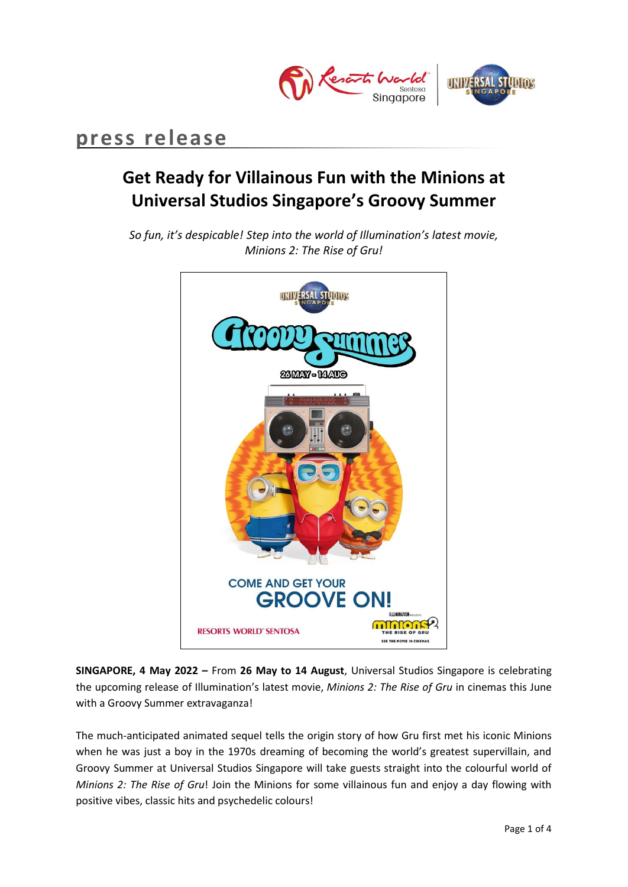# press release

## Get Ready for Villainous Fun with the Minions at Universal Studios Singapore's Groovy Summer

*So fun, it's despicable! Step into the world of Illumination's latest movie, Minions 2: The Rise of Gru!*

**SINGAPORE, 4 May 2022 –** From **26 May to 14 August**, Universal Studios Singapore is celebrating the upcoming release of Illumination's latest movie, *Minions 2: The Rise of Gru* in cinemas this June with a Groovy Summer extravaganza!

The much-anticipated animated sequel tells the origin story of how Gru first met his iconic Minions when he was just a boy in the 1970s dreaming of becoming the world's greatest supervillain, and Groovy Summer at Universal Studios Singapore will take guests straight into the colourful world of *Minions 2: The Rise of Gru*! Join the Minions for some villainous fun and enjoy a day flowing with positive vibes, classic hits and psychedelic colours!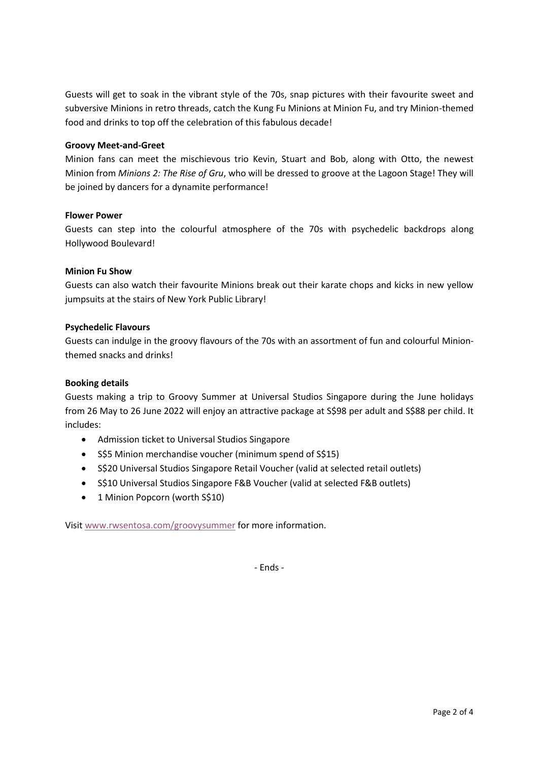Guests will get to soak in the vibrant style of the 70s, snap pictures with their favourite sweet and subversive Minions in retro threads, catch the Kung Fu Minions at Minion Fu, and try Minion-themed food and drinks to top off the celebration of this fabulous decade!

**Groovy Meet-and-Greet**

Minion fans can meet the mischievous trio Kevin, Stuart and Bob, along with Otto, the newest Minion from *Minions 2: The Rise of Gru*, who will be dressed to groove at the Lagoon Stage! They will be joined by dancers for a dynamite performance!

**Flower Power**

Guests can step into the colourful atmosphere of the 70s with psychedelic backdrops along Hollywood Boulevard!

**Minion Fu Show**

Guests can also watch their favourite Minions break out their karate chops and kicks in new yellow jumpsuits at the stairs of New York Public Library!

**Psychedelic Flavours**

Guests can indulge in the groovy flavours of the 70s with an assortment of fun and colourful Minion-themed snacks and drinks!

**Booking details**

Guests making a trip to Groovy Summer at Universal Studios Singapore during the June holidays from 26 May to 26 June 2022 will enjoy an attractive package at S$98 per adult and S$88 per child. It includes:

- Admission ticket to Universal Studios Singapore
- S$5 Minion merchandise voucher (minimum spend of S$15)
- S$20 Universal Studios Singapore Retail Voucher (valid at selected retail outlets)
- S$10 Universal Studios Singapore F&B Voucher (valid at selected F&B outlets)
- 1 Minion Popcorn (worth S$10)

Visit www.rwsentosa.com/groovysummer for more information.

- Ends -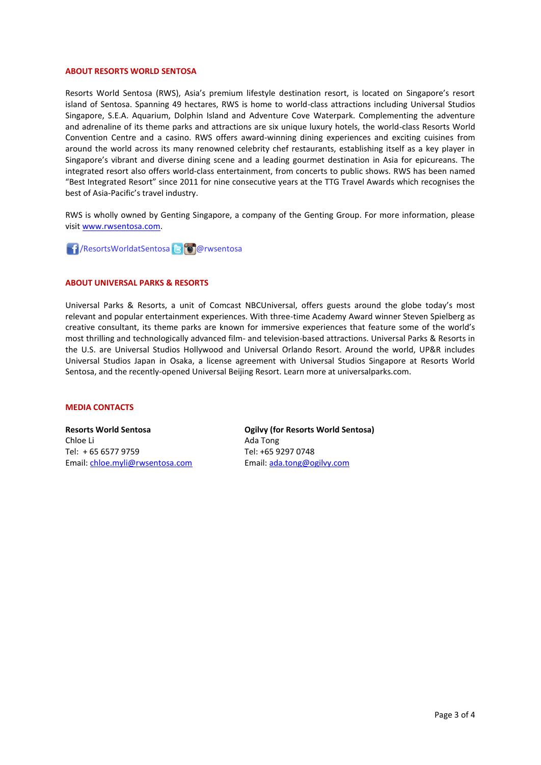## ABOUT RESORTS WORLD SENTOSA

Resorts World Sentosa (RWS), Asia's premium lifestyle destination resort, is located on Singapore's resort island of Sentosa. Spanning 49 hectares, RWS is home to world-class attractions including Universal Studios Singapore, S.E.A. Aquarium, Dolphin Island and Adventure Cove Waterpark. Complementing the adventure and adrenaline of its theme parks and attractions are six unique luxury hotels, the world-class Resorts World Convention Centre and a casino. RWS offers award-winning dining experiences and exciting cuisines from around the world across its many renowned celebrity chef restaurants, establishing itself as a key player in Singapore's vibrant and diverse dining scene and a leading gourmet destination in Asia for epicureans. The integrated resort also offers world-class entertainment, from concerts to public shows. RWS has been named "Best Integrated Resort" since 2011 for nine consecutive years at the TTG Travel Awards which recognises the best of Asia-Pacific's travel industry.

RWS is wholly owned by Genting Singapore, a company of the Genting Group. For more information, please visit www.rwsentosa.com.

/ResortsWorldatSentosa @rwsentosa

## ABOUT UNIVERSAL PARKS & RESORTS

Universal Parks & Resorts, a unit of Comcast NBCUniversal, offers guests around the globe today's most relevant and popular entertainment experiences. With three-time Academy Award winner Steven Spielberg as creative consultant, its theme parks are known for immersive experiences that feature some of the world's most thrilling and technologically advanced film- and television-based attractions. Universal Parks & Resorts in the U.S. are Universal Studios Hollywood and Universal Orlando Resort. Around the world, UP&R includes Universal Studios Japan in Osaka, a license agreement with Universal Studios Singapore at Resorts World Sentosa, and the recently-opened Universal Beijing Resort. Learn more at universalparks.com.

## MEDIA CONTACTS

**Resorts World Sentosa**
Chloe Li
Tel: + 65 6577 9759
Email: chloe.myli@rwsentosa.com

**Ogilvy (for Resorts World Sentosa)**
Ada Tong
Tel: +65 9297 0748
Email: ada.tong@ogilvy.com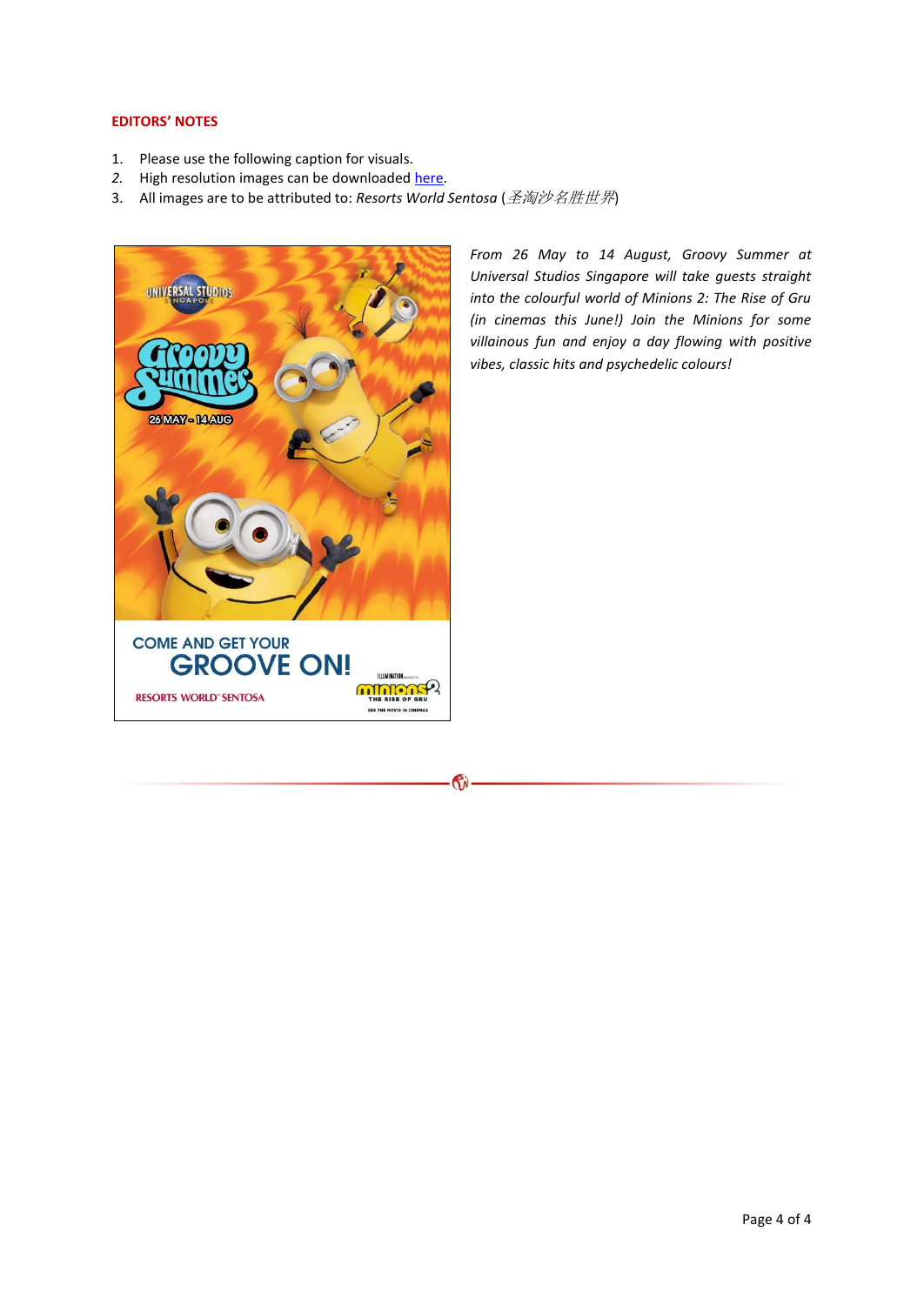**EDITORS' NOTES**

1. Please use the following caption for visuals.
2. High resolution images can be downloaded [here](here).
3. All images are to be attributed to: *Resorts World Sentosa* (*圣淘沙名胜世界*)

*From 26 May to 14 August, Groovy Summer at Universal Studios Singapore will take guests straight into the colourful world of Minions 2: The Rise of Gru (in cinemas this June!) Join the Minions for some villainous fun and enjoy a day flowing with positive vibes, classic hits and psychedelic colours!*